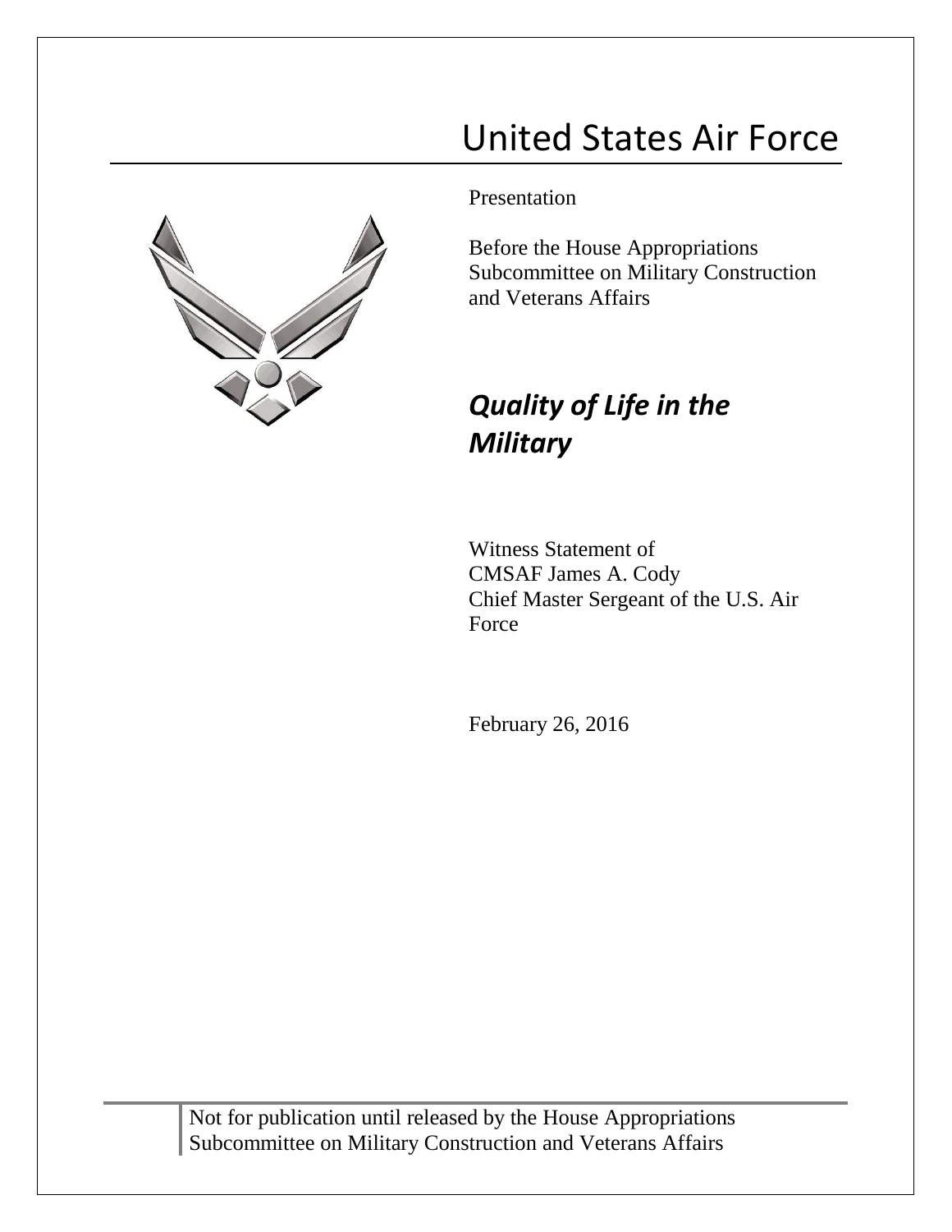# United States Air Force

Presentation

Before the House Appropriations Subcommittee on Military Construction and Veterans Affairs

## *Quality of Life in the Military*

Witness Statement of
CMSAF James A. Cody
Chief Master Sergeant of the U.S. Air Force

February 26, 2016

Not for publication until released by the House Appropriations Subcommittee on Military Construction and Veterans Affairs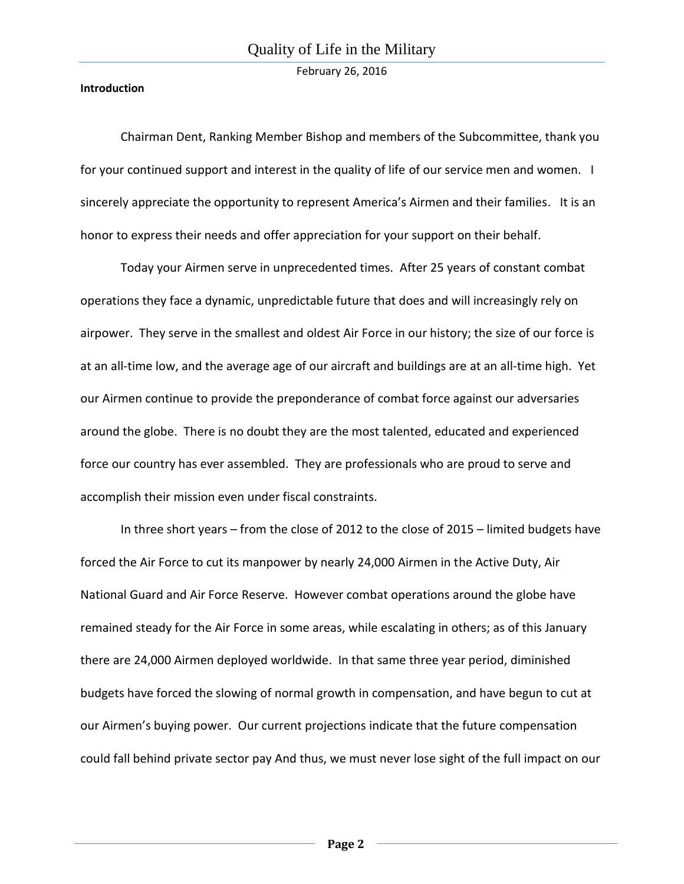**Introduction**

Chairman Dent, Ranking Member Bishop and members of the Subcommittee, thank you for your continued support and interest in the quality of life of our service men and women. I sincerely appreciate the opportunity to represent America's Airmen and their families. It is an honor to express their needs and offer appreciation for your support on their behalf.

Today your Airmen serve in unprecedented times. After 25 years of constant combat operations they face a dynamic, unpredictable future that does and will increasingly rely on airpower. They serve in the smallest and oldest Air Force in our history; the size of our force is at an all-time low, and the average age of our aircraft and buildings are at an all-time high. Yet our Airmen continue to provide the preponderance of combat force against our adversaries around the globe. There is no doubt they are the most talented, educated and experienced force our country has ever assembled. They are professionals who are proud to serve and accomplish their mission even under fiscal constraints.

In three short years – from the close of 2012 to the close of 2015 – limited budgets have forced the Air Force to cut its manpower by nearly 24,000 Airmen in the Active Duty, Air National Guard and Air Force Reserve. However combat operations around the globe have remained steady for the Air Force in some areas, while escalating in others; as of this January there are 24,000 Airmen deployed worldwide. In that same three year period, diminished budgets have forced the slowing of normal growth in compensation, and have begun to cut at our Airmen's buying power. Our current projections indicate that the future compensation could fall behind private sector pay And thus, we must never lose sight of the full impact on our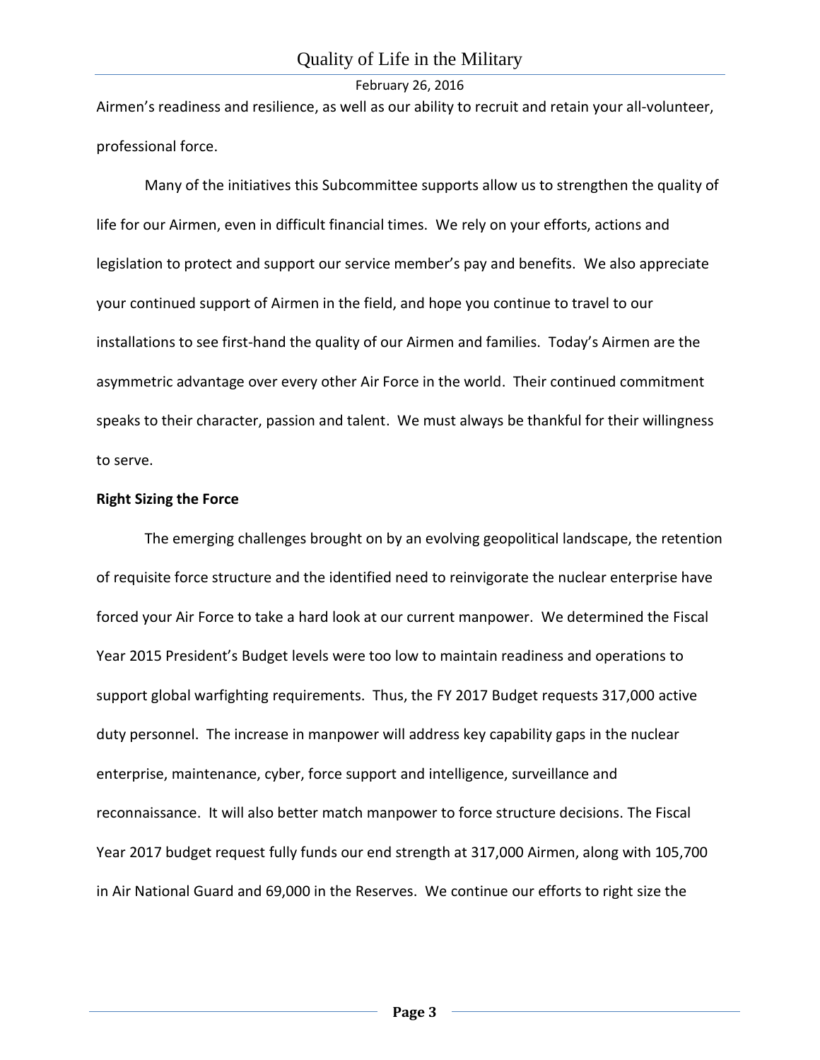Airmen's readiness and resilience, as well as our ability to recruit and retain your all-volunteer, professional force.

Many of the initiatives this Subcommittee supports allow us to strengthen the quality of life for our Airmen, even in difficult financial times. We rely on your efforts, actions and legislation to protect and support our service member's pay and benefits. We also appreciate your continued support of Airmen in the field, and hope you continue to travel to our installations to see first-hand the quality of our Airmen and families. Today's Airmen are the asymmetric advantage over every other Air Force in the world. Their continued commitment speaks to their character, passion and talent. We must always be thankful for their willingness to serve.

**Right Sizing the Force**

The emerging challenges brought on by an evolving geopolitical landscape, the retention of requisite force structure and the identified need to reinvigorate the nuclear enterprise have forced your Air Force to take a hard look at our current manpower. We determined the Fiscal Year 2015 President's Budget levels were too low to maintain readiness and operations to support global warfighting requirements. Thus, the FY 2017 Budget requests 317,000 active duty personnel. The increase in manpower will address key capability gaps in the nuclear enterprise, maintenance, cyber, force support and intelligence, surveillance and reconnaissance. It will also better match manpower to force structure decisions. The Fiscal Year 2017 budget request fully funds our end strength at 317,000 Airmen, along with 105,700 in Air National Guard and 69,000 in the Reserves. We continue our efforts to right size the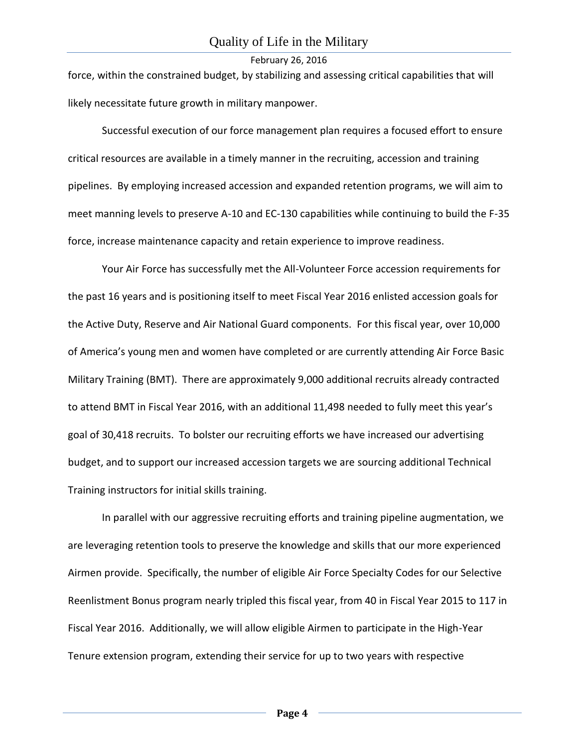force, within the constrained budget, by stabilizing and assessing critical capabilities that will likely necessitate future growth in military manpower.

Successful execution of our force management plan requires a focused effort to ensure critical resources are available in a timely manner in the recruiting, accession and training pipelines. By employing increased accession and expanded retention programs, we will aim to meet manning levels to preserve A-10 and EC-130 capabilities while continuing to build the F-35 force, increase maintenance capacity and retain experience to improve readiness.

Your Air Force has successfully met the All-Volunteer Force accession requirements for the past 16 years and is positioning itself to meet Fiscal Year 2016 enlisted accession goals for the Active Duty, Reserve and Air National Guard components. For this fiscal year, over 10,000 of America's young men and women have completed or are currently attending Air Force Basic Military Training (BMT). There are approximately 9,000 additional recruits already contracted to attend BMT in Fiscal Year 2016, with an additional 11,498 needed to fully meet this year's goal of 30,418 recruits. To bolster our recruiting efforts we have increased our advertising budget, and to support our increased accession targets we are sourcing additional Technical Training instructors for initial skills training.

In parallel with our aggressive recruiting efforts and training pipeline augmentation, we are leveraging retention tools to preserve the knowledge and skills that our more experienced Airmen provide. Specifically, the number of eligible Air Force Specialty Codes for our Selective Reenlistment Bonus program nearly tripled this fiscal year, from 40 in Fiscal Year 2015 to 117 in Fiscal Year 2016. Additionally, we will allow eligible Airmen to participate in the High-Year Tenure extension program, extending their service for up to two years with respective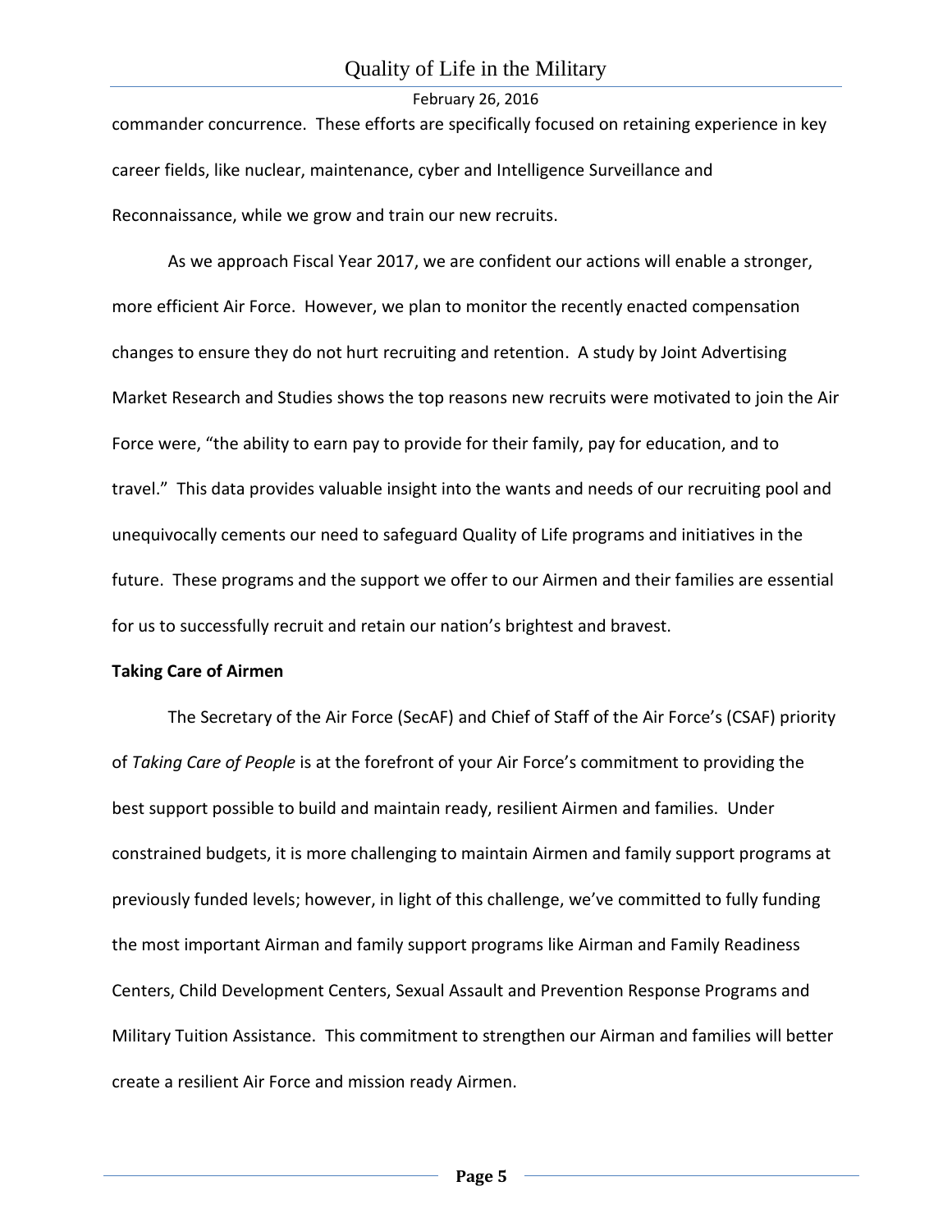commander concurrence. These efforts are specifically focused on retaining experience in key career fields, like nuclear, maintenance, cyber and Intelligence Surveillance and Reconnaissance, while we grow and train our new recruits.

As we approach Fiscal Year 2017, we are confident our actions will enable a stronger, more efficient Air Force. However, we plan to monitor the recently enacted compensation changes to ensure they do not hurt recruiting and retention. A study by Joint Advertising Market Research and Studies shows the top reasons new recruits were motivated to join the Air Force were, "the ability to earn pay to provide for their family, pay for education, and to travel." This data provides valuable insight into the wants and needs of our recruiting pool and unequivocally cements our need to safeguard Quality of Life programs and initiatives in the future. These programs and the support we offer to our Airmen and their families are essential for us to successfully recruit and retain our nation's brightest and bravest.

**Taking Care of Airmen**

The Secretary of the Air Force (SecAF) and Chief of Staff of the Air Force's (CSAF) priority of *Taking Care of People* is at the forefront of your Air Force's commitment to providing the best support possible to build and maintain ready, resilient Airmen and families. Under constrained budgets, it is more challenging to maintain Airmen and family support programs at previously funded levels; however, in light of this challenge, we've committed to fully funding the most important Airman and family support programs like Airman and Family Readiness Centers, Child Development Centers, Sexual Assault and Prevention Response Programs and Military Tuition Assistance. This commitment to strengthen our Airman and families will better create a resilient Air Force and mission ready Airmen.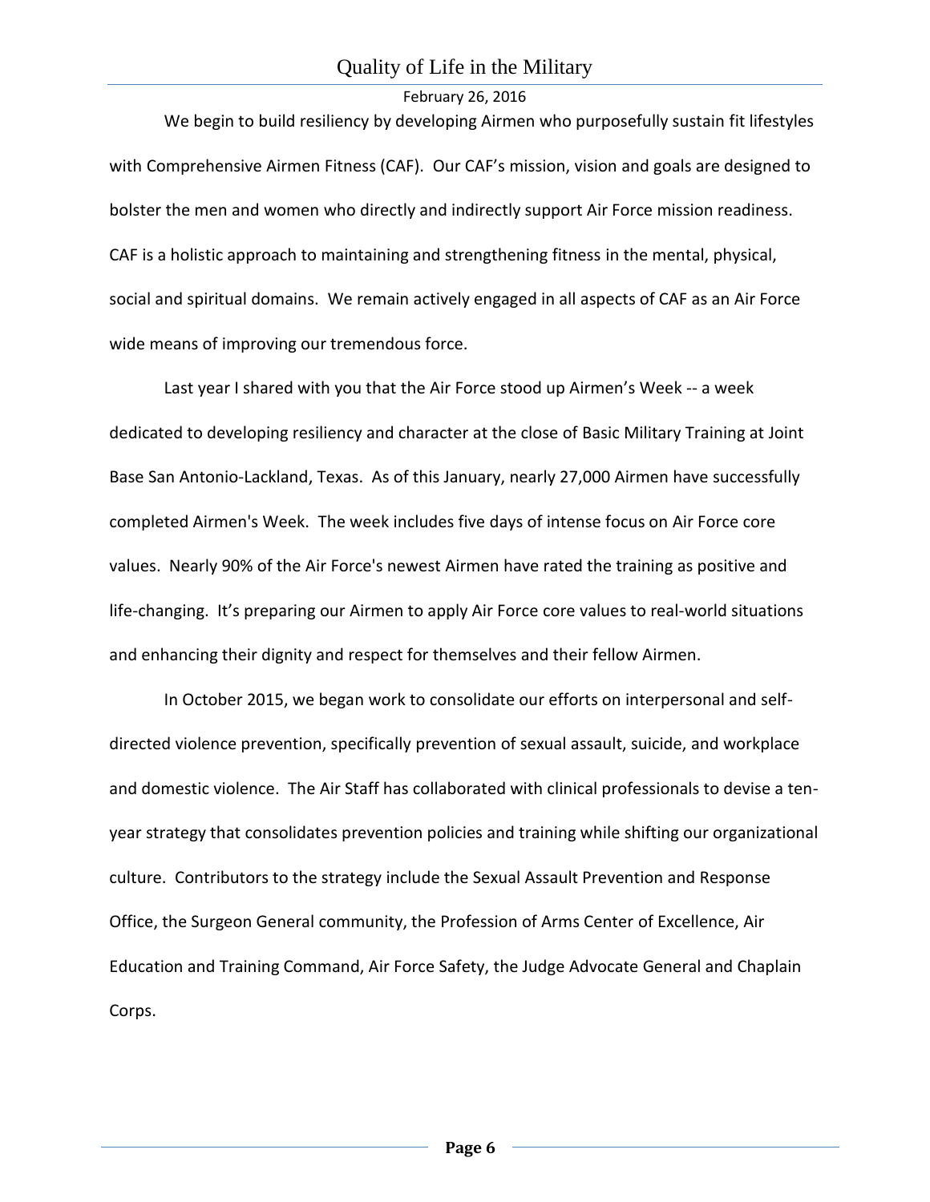We begin to build resiliency by developing Airmen who purposefully sustain fit lifestyles with Comprehensive Airmen Fitness (CAF). Our CAF's mission, vision and goals are designed to bolster the men and women who directly and indirectly support Air Force mission readiness. CAF is a holistic approach to maintaining and strengthening fitness in the mental, physical, social and spiritual domains. We remain actively engaged in all aspects of CAF as an Air Force wide means of improving our tremendous force.

Last year I shared with you that the Air Force stood up Airmen's Week -- a week dedicated to developing resiliency and character at the close of Basic Military Training at Joint Base San Antonio-Lackland, Texas. As of this January, nearly 27,000 Airmen have successfully completed Airmen's Week. The week includes five days of intense focus on Air Force core values. Nearly 90% of the Air Force's newest Airmen have rated the training as positive and life-changing. It's preparing our Airmen to apply Air Force core values to real-world situations and enhancing their dignity and respect for themselves and their fellow Airmen.

In October 2015, we began work to consolidate our efforts on interpersonal and self-directed violence prevention, specifically prevention of sexual assault, suicide, and workplace and domestic violence. The Air Staff has collaborated with clinical professionals to devise a ten-year strategy that consolidates prevention policies and training while shifting our organizational culture. Contributors to the strategy include the Sexual Assault Prevention and Response Office, the Surgeon General community, the Profession of Arms Center of Excellence, Air Education and Training Command, Air Force Safety, the Judge Advocate General and Chaplain Corps.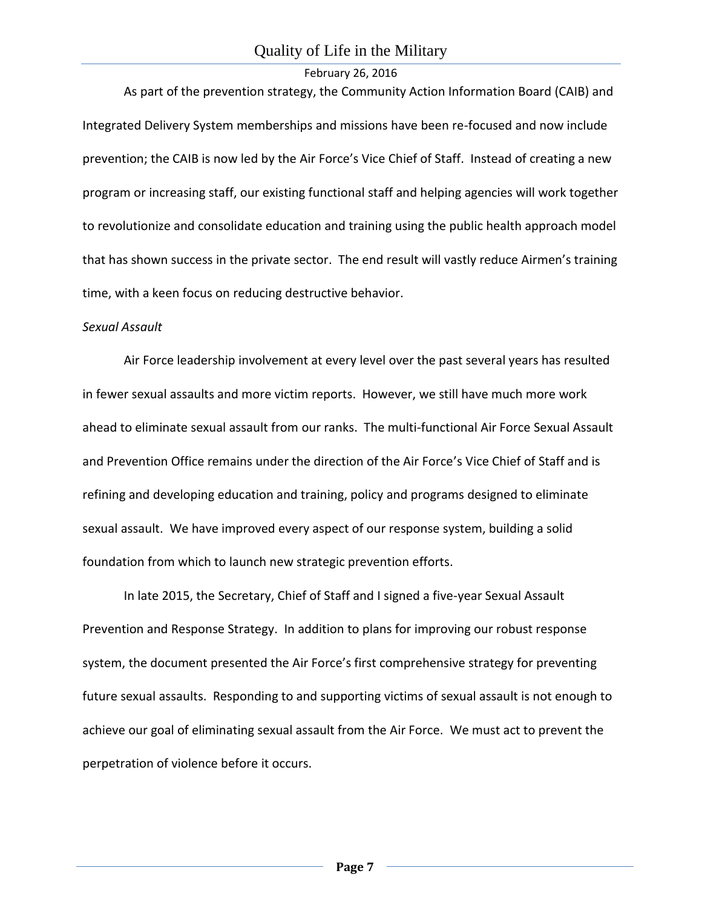As part of the prevention strategy, the Community Action Information Board (CAIB) and Integrated Delivery System memberships and missions have been re-focused and now include prevention; the CAIB is now led by the Air Force's Vice Chief of Staff. Instead of creating a new program or increasing staff, our existing functional staff and helping agencies will work together to revolutionize and consolidate education and training using the public health approach model that has shown success in the private sector. The end result will vastly reduce Airmen's training time, with a keen focus on reducing destructive behavior.

*Sexual Assault*

Air Force leadership involvement at every level over the past several years has resulted in fewer sexual assaults and more victim reports. However, we still have much more work ahead to eliminate sexual assault from our ranks. The multi-functional Air Force Sexual Assault and Prevention Office remains under the direction of the Air Force's Vice Chief of Staff and is refining and developing education and training, policy and programs designed to eliminate sexual assault. We have improved every aspect of our response system, building a solid foundation from which to launch new strategic prevention efforts.

In late 2015, the Secretary, Chief of Staff and I signed a five-year Sexual Assault Prevention and Response Strategy. In addition to plans for improving our robust response system, the document presented the Air Force's first comprehensive strategy for preventing future sexual assaults. Responding to and supporting victims of sexual assault is not enough to achieve our goal of eliminating sexual assault from the Air Force. We must act to prevent the perpetration of violence before it occurs.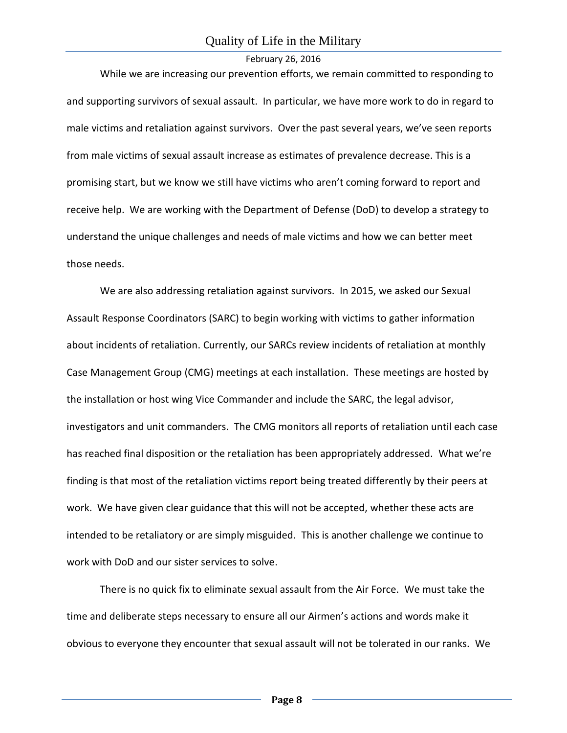While we are increasing our prevention efforts, we remain committed to responding to and supporting survivors of sexual assault. In particular, we have more work to do in regard to male victims and retaliation against survivors. Over the past several years, we've seen reports from male victims of sexual assault increase as estimates of prevalence decrease. This is a promising start, but we know we still have victims who aren't coming forward to report and receive help. We are working with the Department of Defense (DoD) to develop a strategy to understand the unique challenges and needs of male victims and how we can better meet those needs.

We are also addressing retaliation against survivors. In 2015, we asked our Sexual Assault Response Coordinators (SARC) to begin working with victims to gather information about incidents of retaliation. Currently, our SARCs review incidents of retaliation at monthly Case Management Group (CMG) meetings at each installation. These meetings are hosted by the installation or host wing Vice Commander and include the SARC, the legal advisor, investigators and unit commanders. The CMG monitors all reports of retaliation until each case has reached final disposition or the retaliation has been appropriately addressed. What we're finding is that most of the retaliation victims report being treated differently by their peers at work. We have given clear guidance that this will not be accepted, whether these acts are intended to be retaliatory or are simply misguided. This is another challenge we continue to work with DoD and our sister services to solve.

There is no quick fix to eliminate sexual assault from the Air Force. We must take the time and deliberate steps necessary to ensure all our Airmen's actions and words make it obvious to everyone they encounter that sexual assault will not be tolerated in our ranks. We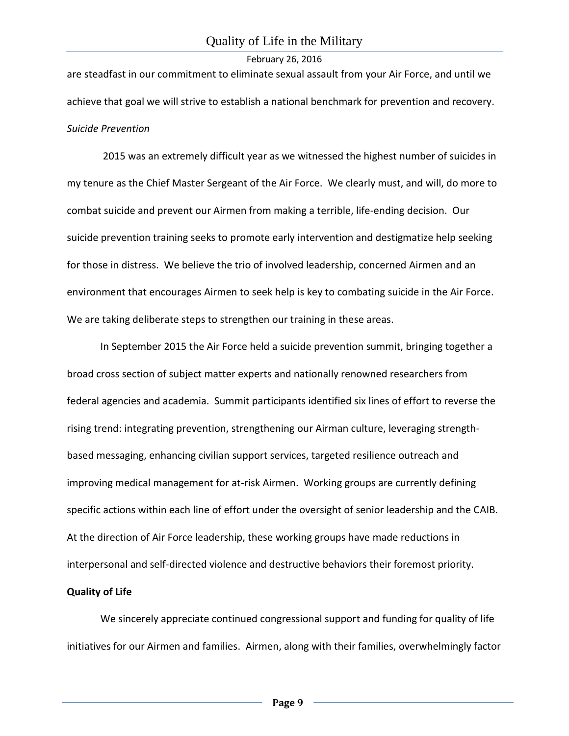are steadfast in our commitment to eliminate sexual assault from your Air Force, and until we achieve that goal we will strive to establish a national benchmark for prevention and recovery.

*Suicide Prevention*

2015 was an extremely difficult year as we witnessed the highest number of suicides in my tenure as the Chief Master Sergeant of the Air Force. We clearly must, and will, do more to combat suicide and prevent our Airmen from making a terrible, life-ending decision. Our suicide prevention training seeks to promote early intervention and destigmatize help seeking for those in distress. We believe the trio of involved leadership, concerned Airmen and an environment that encourages Airmen to seek help is key to combating suicide in the Air Force. We are taking deliberate steps to strengthen our training in these areas.

In September 2015 the Air Force held a suicide prevention summit, bringing together a broad cross section of subject matter experts and nationally renowned researchers from federal agencies and academia. Summit participants identified six lines of effort to reverse the rising trend: integrating prevention, strengthening our Airman culture, leveraging strength-based messaging, enhancing civilian support services, targeted resilience outreach and improving medical management for at-risk Airmen. Working groups are currently defining specific actions within each line of effort under the oversight of senior leadership and the CAIB. At the direction of Air Force leadership, these working groups have made reductions in interpersonal and self-directed violence and destructive behaviors their foremost priority.

**Quality of Life**

We sincerely appreciate continued congressional support and funding for quality of life initiatives for our Airmen and families. Airmen, along with their families, overwhelmingly factor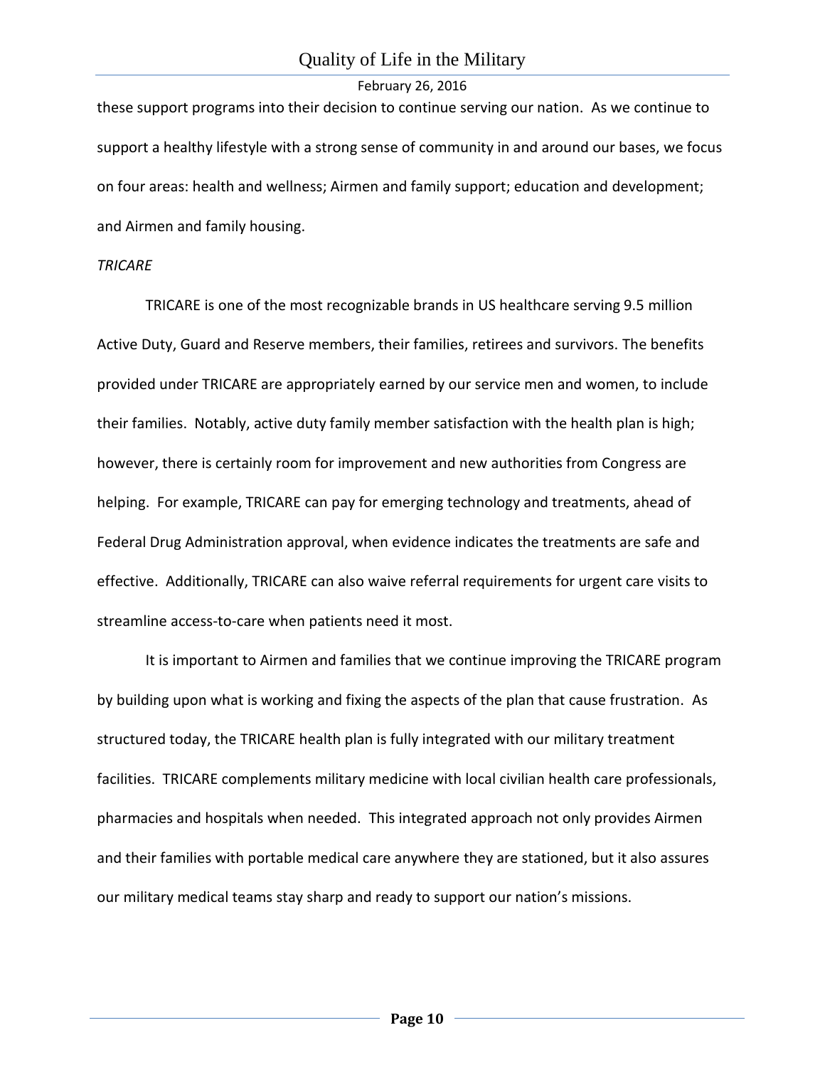these support programs into their decision to continue serving our nation. As we continue to support a healthy lifestyle with a strong sense of community in and around our bases, we focus on four areas: health and wellness; Airmen and family support; education and development; and Airmen and family housing.

*TRICARE*

TRICARE is one of the most recognizable brands in US healthcare serving 9.5 million Active Duty, Guard and Reserve members, their families, retirees and survivors. The benefits provided under TRICARE are appropriately earned by our service men and women, to include their families. Notably, active duty family member satisfaction with the health plan is high; however, there is certainly room for improvement and new authorities from Congress are helping. For example, TRICARE can pay for emerging technology and treatments, ahead of Federal Drug Administration approval, when evidence indicates the treatments are safe and effective. Additionally, TRICARE can also waive referral requirements for urgent care visits to streamline access-to-care when patients need it most.

It is important to Airmen and families that we continue improving the TRICARE program by building upon what is working and fixing the aspects of the plan that cause frustration. As structured today, the TRICARE health plan is fully integrated with our military treatment facilities. TRICARE complements military medicine with local civilian health care professionals, pharmacies and hospitals when needed. This integrated approach not only provides Airmen and their families with portable medical care anywhere they are stationed, but it also assures our military medical teams stay sharp and ready to support our nation's missions.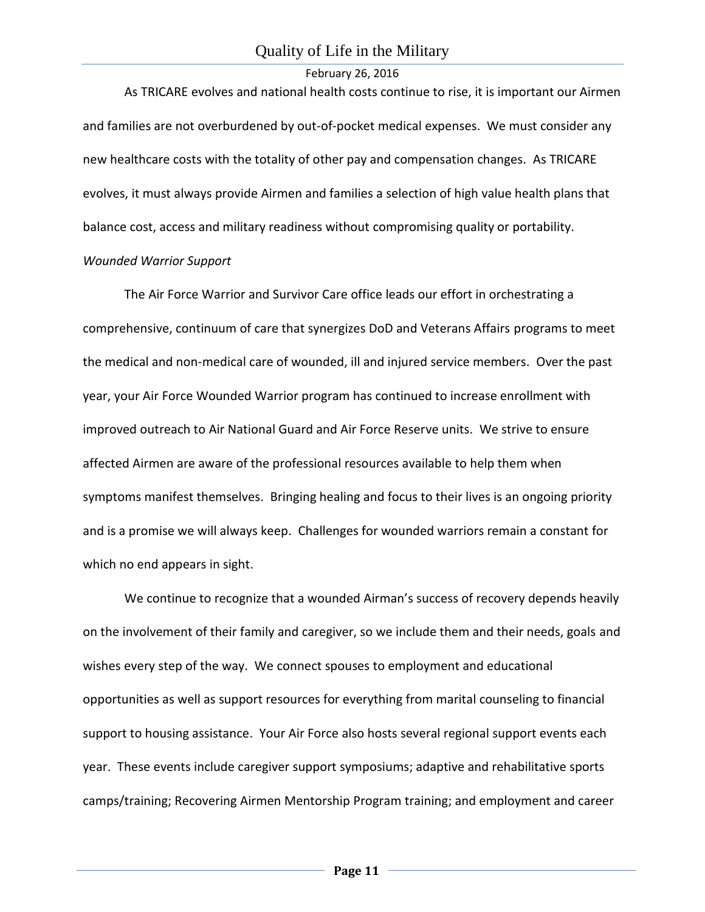As TRICARE evolves and national health costs continue to rise, it is important our Airmen and families are not overburdened by out-of-pocket medical expenses. We must consider any new healthcare costs with the totality of other pay and compensation changes. As TRICARE evolves, it must always provide Airmen and families a selection of high value health plans that balance cost, access and military readiness without compromising quality or portability.

*Wounded Warrior Support*

The Air Force Warrior and Survivor Care office leads our effort in orchestrating a comprehensive, continuum of care that synergizes DoD and Veterans Affairs programs to meet the medical and non-medical care of wounded, ill and injured service members. Over the past year, your Air Force Wounded Warrior program has continued to increase enrollment with improved outreach to Air National Guard and Air Force Reserve units. We strive to ensure affected Airmen are aware of the professional resources available to help them when symptoms manifest themselves. Bringing healing and focus to their lives is an ongoing priority and is a promise we will always keep. Challenges for wounded warriors remain a constant for which no end appears in sight.

We continue to recognize that a wounded Airman's success of recovery depends heavily on the involvement of their family and caregiver, so we include them and their needs, goals and wishes every step of the way. We connect spouses to employment and educational opportunities as well as support resources for everything from marital counseling to financial support to housing assistance. Your Air Force also hosts several regional support events each year. These events include caregiver support symposiums; adaptive and rehabilitative sports camps/training; Recovering Airmen Mentorship Program training; and employment and career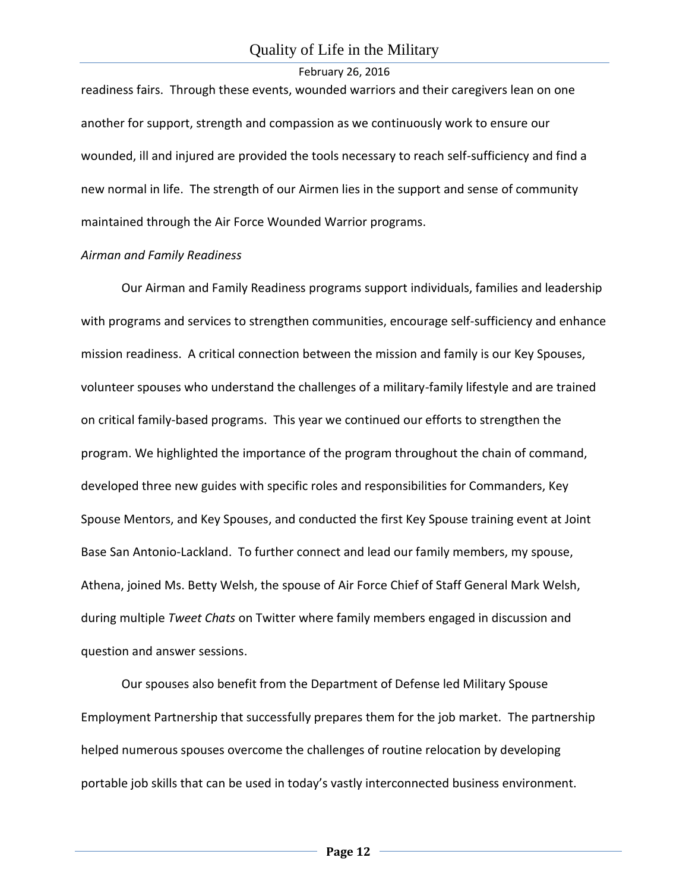readiness fairs. Through these events, wounded warriors and their caregivers lean on one another for support, strength and compassion as we continuously work to ensure our wounded, ill and injured are provided the tools necessary to reach self-sufficiency and find a new normal in life. The strength of our Airmen lies in the support and sense of community maintained through the Air Force Wounded Warrior programs.

*Airman and Family Readiness*

Our Airman and Family Readiness programs support individuals, families and leadership with programs and services to strengthen communities, encourage self-sufficiency and enhance mission readiness. A critical connection between the mission and family is our Key Spouses, volunteer spouses who understand the challenges of a military-family lifestyle and are trained on critical family-based programs. This year we continued our efforts to strengthen the program. We highlighted the importance of the program throughout the chain of command, developed three new guides with specific roles and responsibilities for Commanders, Key Spouse Mentors, and Key Spouses, and conducted the first Key Spouse training event at Joint Base San Antonio-Lackland. To further connect and lead our family members, my spouse, Athena, joined Ms. Betty Welsh, the spouse of Air Force Chief of Staff General Mark Welsh, during multiple *Tweet Chats* on Twitter where family members engaged in discussion and question and answer sessions.

Our spouses also benefit from the Department of Defense led Military Spouse Employment Partnership that successfully prepares them for the job market. The partnership helped numerous spouses overcome the challenges of routine relocation by developing portable job skills that can be used in today's vastly interconnected business environment.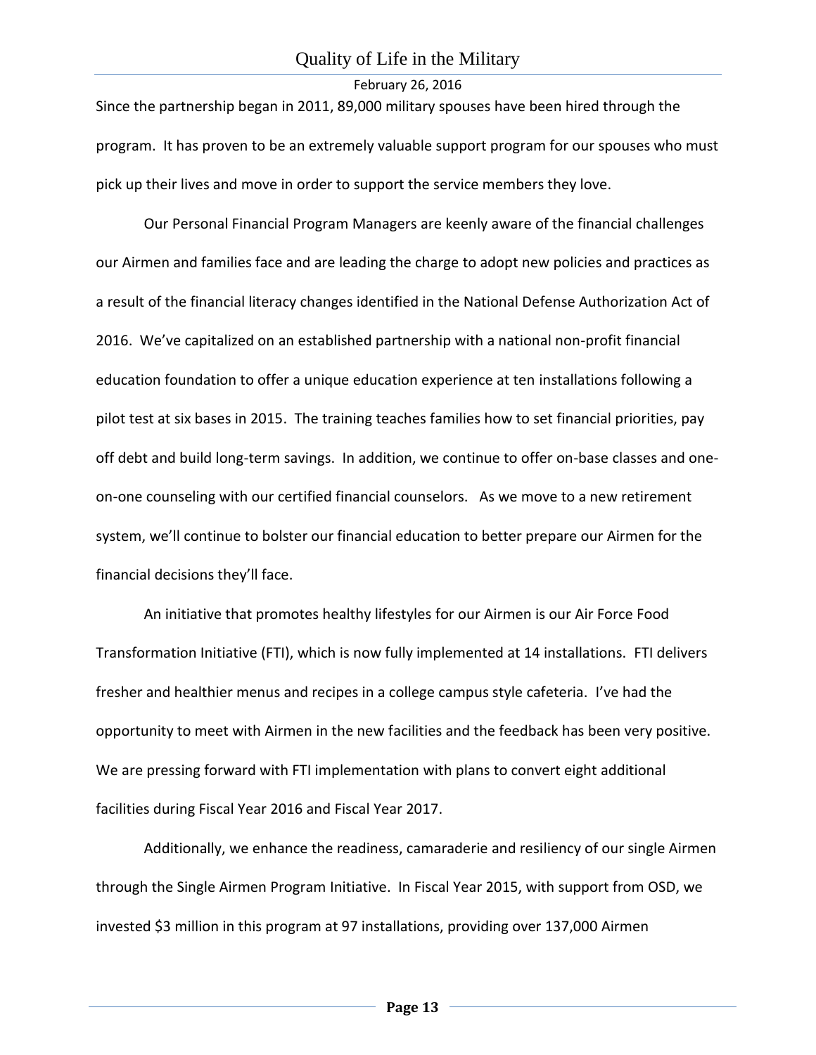Since the partnership began in 2011, 89,000 military spouses have been hired through the program. It has proven to be an extremely valuable support program for our spouses who must pick up their lives and move in order to support the service members they love.

Our Personal Financial Program Managers are keenly aware of the financial challenges our Airmen and families face and are leading the charge to adopt new policies and practices as a result of the financial literacy changes identified in the National Defense Authorization Act of 2016. We've capitalized on an established partnership with a national non-profit financial education foundation to offer a unique education experience at ten installations following a pilot test at six bases in 2015. The training teaches families how to set financial priorities, pay off debt and build long-term savings. In addition, we continue to offer on-base classes and one-on-one counseling with our certified financial counselors. As we move to a new retirement system, we'll continue to bolster our financial education to better prepare our Airmen for the financial decisions they'll face.

An initiative that promotes healthy lifestyles for our Airmen is our Air Force Food Transformation Initiative (FTI), which is now fully implemented at 14 installations. FTI delivers fresher and healthier menus and recipes in a college campus style cafeteria. I've had the opportunity to meet with Airmen in the new facilities and the feedback has been very positive. We are pressing forward with FTI implementation with plans to convert eight additional facilities during Fiscal Year 2016 and Fiscal Year 2017.

Additionally, we enhance the readiness, camaraderie and resiliency of our single Airmen through the Single Airmen Program Initiative. In Fiscal Year 2015, with support from OSD, we invested $3 million in this program at 97 installations, providing over 137,000 Airmen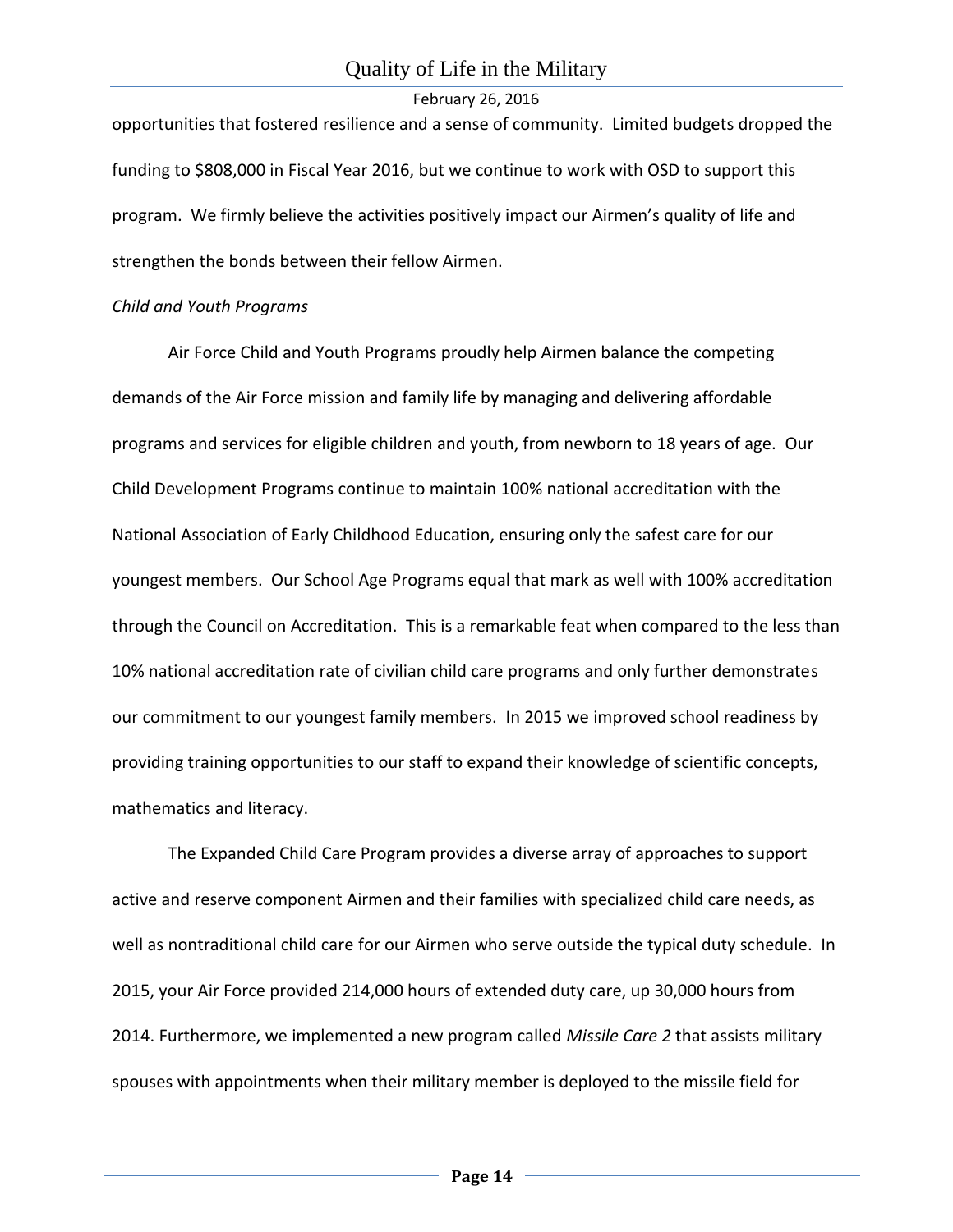opportunities that fostered resilience and a sense of community. Limited budgets dropped the funding to $808,000 in Fiscal Year 2016, but we continue to work with OSD to support this program. We firmly believe the activities positively impact our Airmen's quality of life and strengthen the bonds between their fellow Airmen.

*Child and Youth Programs*

Air Force Child and Youth Programs proudly help Airmen balance the competing demands of the Air Force mission and family life by managing and delivering affordable programs and services for eligible children and youth, from newborn to 18 years of age. Our Child Development Programs continue to maintain 100% national accreditation with the National Association of Early Childhood Education, ensuring only the safest care for our youngest members. Our School Age Programs equal that mark as well with 100% accreditation through the Council on Accreditation. This is a remarkable feat when compared to the less than 10% national accreditation rate of civilian child care programs and only further demonstrates our commitment to our youngest family members. In 2015 we improved school readiness by providing training opportunities to our staff to expand their knowledge of scientific concepts, mathematics and literacy.

The Expanded Child Care Program provides a diverse array of approaches to support active and reserve component Airmen and their families with specialized child care needs, as well as nontraditional child care for our Airmen who serve outside the typical duty schedule. In 2015, your Air Force provided 214,000 hours of extended duty care, up 30,000 hours from 2014. Furthermore, we implemented a new program called *Missile Care 2* that assists military spouses with appointments when their military member is deployed to the missile field for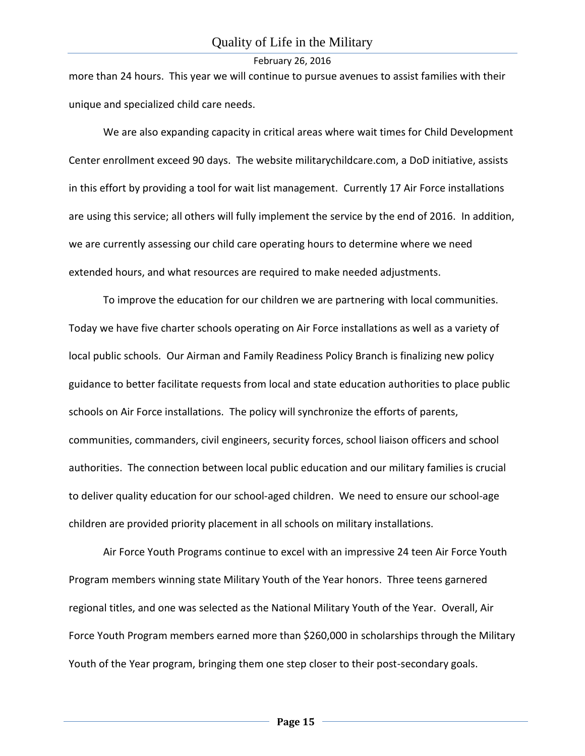more than 24 hours. This year we will continue to pursue avenues to assist families with their unique and specialized child care needs.

We are also expanding capacity in critical areas where wait times for Child Development Center enrollment exceed 90 days. The website militarychildcare.com, a DoD initiative, assists in this effort by providing a tool for wait list management. Currently 17 Air Force installations are using this service; all others will fully implement the service by the end of 2016. In addition, we are currently assessing our child care operating hours to determine where we need extended hours, and what resources are required to make needed adjustments.

To improve the education for our children we are partnering with local communities. Today we have five charter schools operating on Air Force installations as well as a variety of local public schools. Our Airman and Family Readiness Policy Branch is finalizing new policy guidance to better facilitate requests from local and state education authorities to place public schools on Air Force installations. The policy will synchronize the efforts of parents, communities, commanders, civil engineers, security forces, school liaison officers and school authorities. The connection between local public education and our military families is crucial to deliver quality education for our school-aged children. We need to ensure our school-age children are provided priority placement in all schools on military installations.

Air Force Youth Programs continue to excel with an impressive 24 teen Air Force Youth Program members winning state Military Youth of the Year honors. Three teens garnered regional titles, and one was selected as the National Military Youth of the Year. Overall, Air Force Youth Program members earned more than $260,000 in scholarships through the Military Youth of the Year program, bringing them one step closer to their post-secondary goals.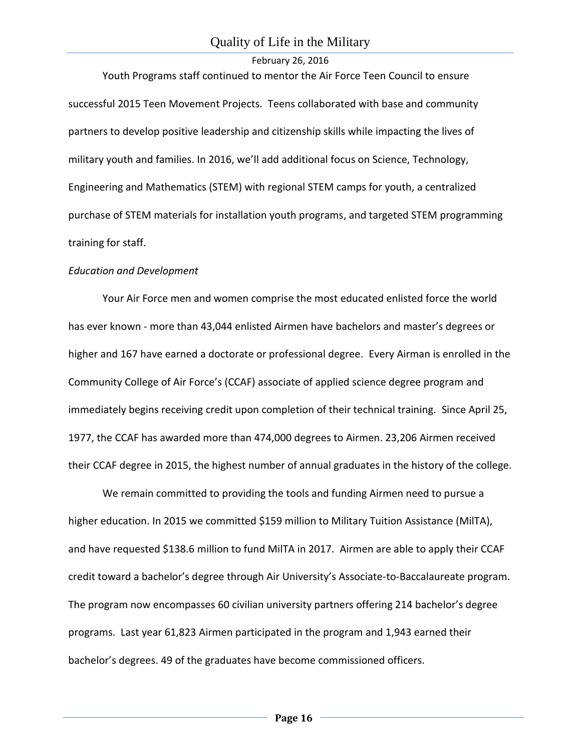Youth Programs staff continued to mentor the Air Force Teen Council to ensure successful 2015 Teen Movement Projects. Teens collaborated with base and community partners to develop positive leadership and citizenship skills while impacting the lives of military youth and families. In 2016, we'll add additional focus on Science, Technology, Engineering and Mathematics (STEM) with regional STEM camps for youth, a centralized purchase of STEM materials for installation youth programs, and targeted STEM programming training for staff.

*Education and Development*

Your Air Force men and women comprise the most educated enlisted force the world has ever known - more than 43,044 enlisted Airmen have bachelors and master's degrees or higher and 167 have earned a doctorate or professional degree. Every Airman is enrolled in the Community College of Air Force's (CCAF) associate of applied science degree program and immediately begins receiving credit upon completion of their technical training. Since April 25, 1977, the CCAF has awarded more than 474,000 degrees to Airmen. 23,206 Airmen received their CCAF degree in 2015, the highest number of annual graduates in the history of the college.

We remain committed to providing the tools and funding Airmen need to pursue a higher education. In 2015 we committed $159 million to Military Tuition Assistance (MilTA), and have requested $138.6 million to fund MilTA in 2017. Airmen are able to apply their CCAF credit toward a bachelor's degree through Air University's Associate-to-Baccalaureate program. The program now encompasses 60 civilian university partners offering 214 bachelor's degree programs. Last year 61,823 Airmen participated in the program and 1,943 earned their bachelor's degrees. 49 of the graduates have become commissioned officers.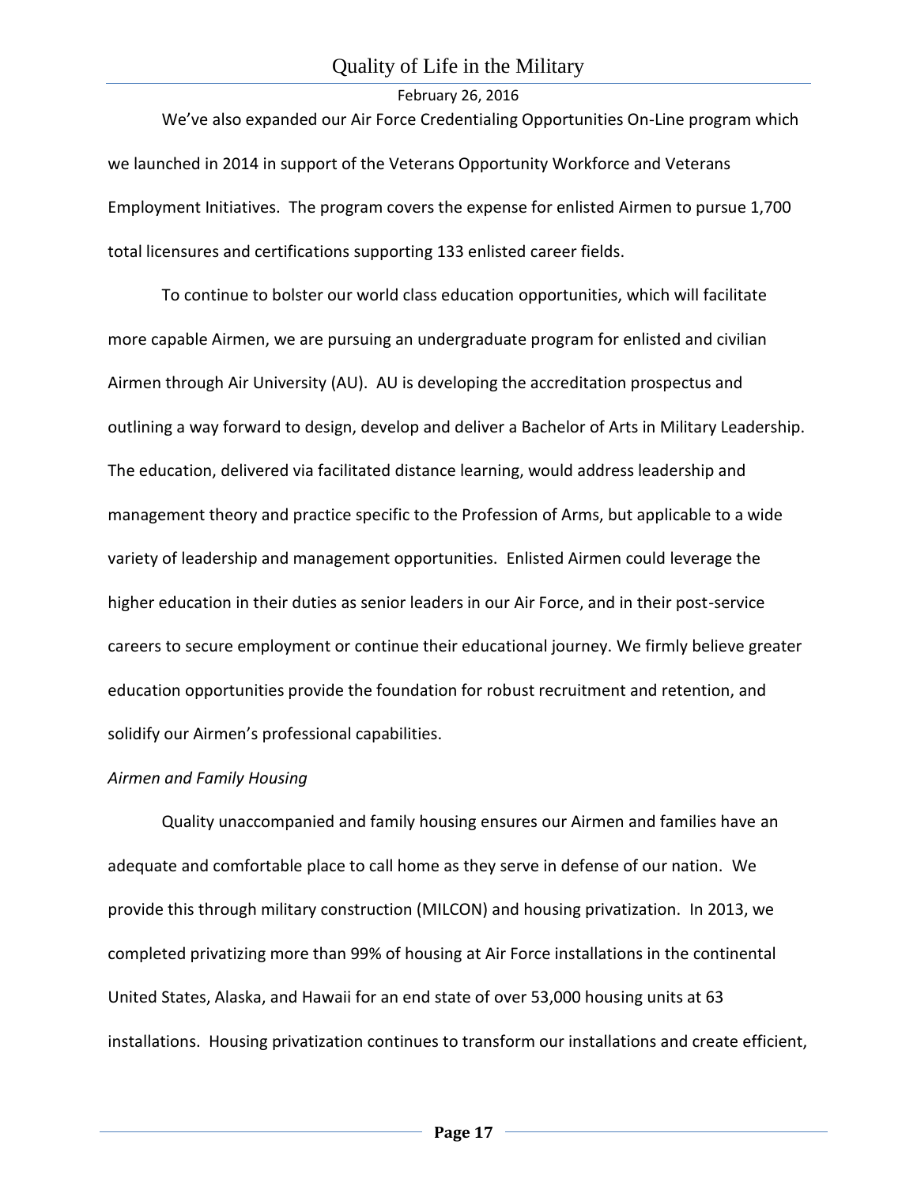We've also expanded our Air Force Credentialing Opportunities On-Line program which we launched in 2014 in support of the Veterans Opportunity Workforce and Veterans Employment Initiatives. The program covers the expense for enlisted Airmen to pursue 1,700 total licensures and certifications supporting 133 enlisted career fields.

To continue to bolster our world class education opportunities, which will facilitate more capable Airmen, we are pursuing an undergraduate program for enlisted and civilian Airmen through Air University (AU). AU is developing the accreditation prospectus and outlining a way forward to design, develop and deliver a Bachelor of Arts in Military Leadership. The education, delivered via facilitated distance learning, would address leadership and management theory and practice specific to the Profession of Arms, but applicable to a wide variety of leadership and management opportunities. Enlisted Airmen could leverage the higher education in their duties as senior leaders in our Air Force, and in their post-service careers to secure employment or continue their educational journey. We firmly believe greater education opportunities provide the foundation for robust recruitment and retention, and solidify our Airmen's professional capabilities.

*Airmen and Family Housing*

Quality unaccompanied and family housing ensures our Airmen and families have an adequate and comfortable place to call home as they serve in defense of our nation. We provide this through military construction (MILCON) and housing privatization. In 2013, we completed privatizing more than 99% of housing at Air Force installations in the continental United States, Alaska, and Hawaii for an end state of over 53,000 housing units at 63 installations. Housing privatization continues to transform our installations and create efficient,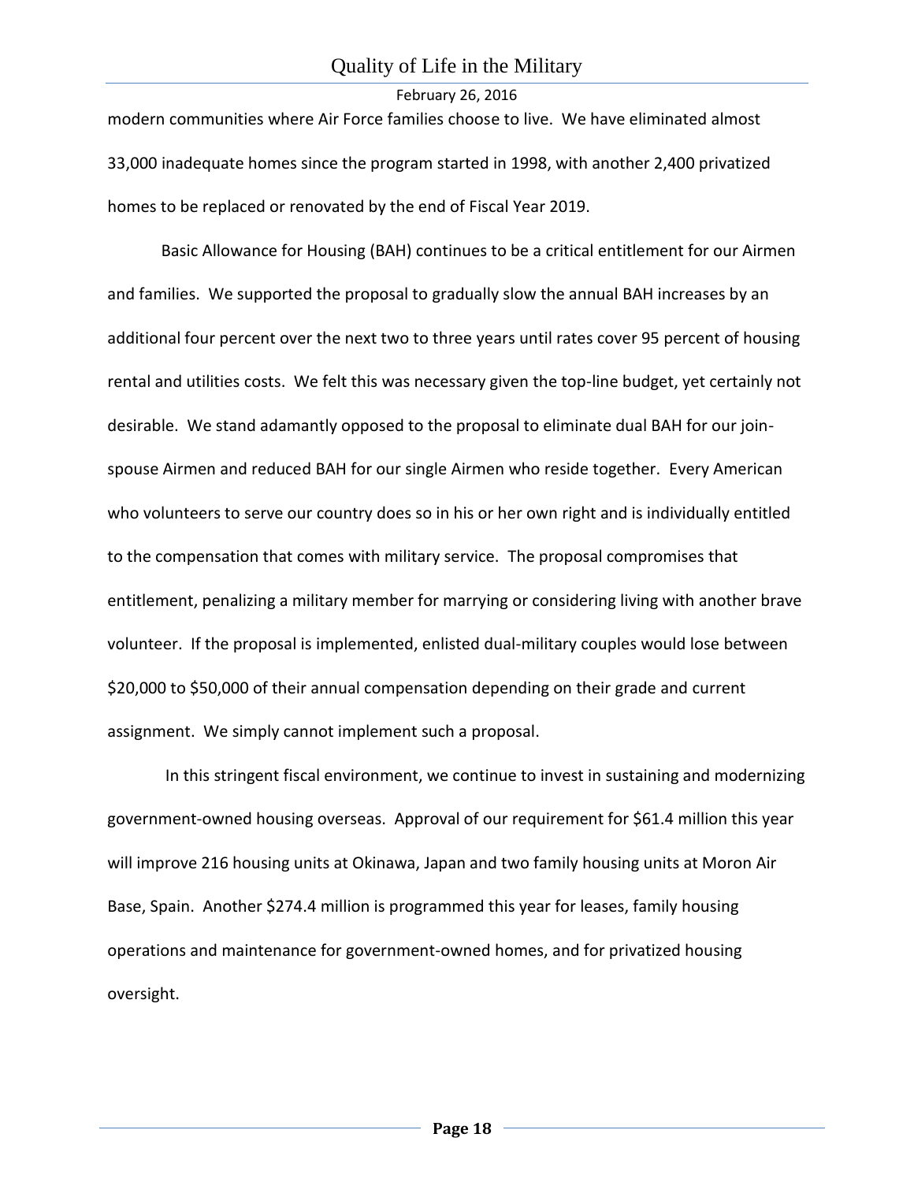modern communities where Air Force families choose to live. We have eliminated almost 33,000 inadequate homes since the program started in 1998, with another 2,400 privatized homes to be replaced or renovated by the end of Fiscal Year 2019.

Basic Allowance for Housing (BAH) continues to be a critical entitlement for our Airmen and families. We supported the proposal to gradually slow the annual BAH increases by an additional four percent over the next two to three years until rates cover 95 percent of housing rental and utilities costs. We felt this was necessary given the top-line budget, yet certainly not desirable. We stand adamantly opposed to the proposal to eliminate dual BAH for our join-spouse Airmen and reduced BAH for our single Airmen who reside together. Every American who volunteers to serve our country does so in his or her own right and is individually entitled to the compensation that comes with military service. The proposal compromises that entitlement, penalizing a military member for marrying or considering living with another brave volunteer. If the proposal is implemented, enlisted dual-military couples would lose between $20,000 to $50,000 of their annual compensation depending on their grade and current assignment. We simply cannot implement such a proposal.

In this stringent fiscal environment, we continue to invest in sustaining and modernizing government-owned housing overseas. Approval of our requirement for $61.4 million this year will improve 216 housing units at Okinawa, Japan and two family housing units at Moron Air Base, Spain. Another $274.4 million is programmed this year for leases, family housing operations and maintenance for government-owned homes, and for privatized housing oversight.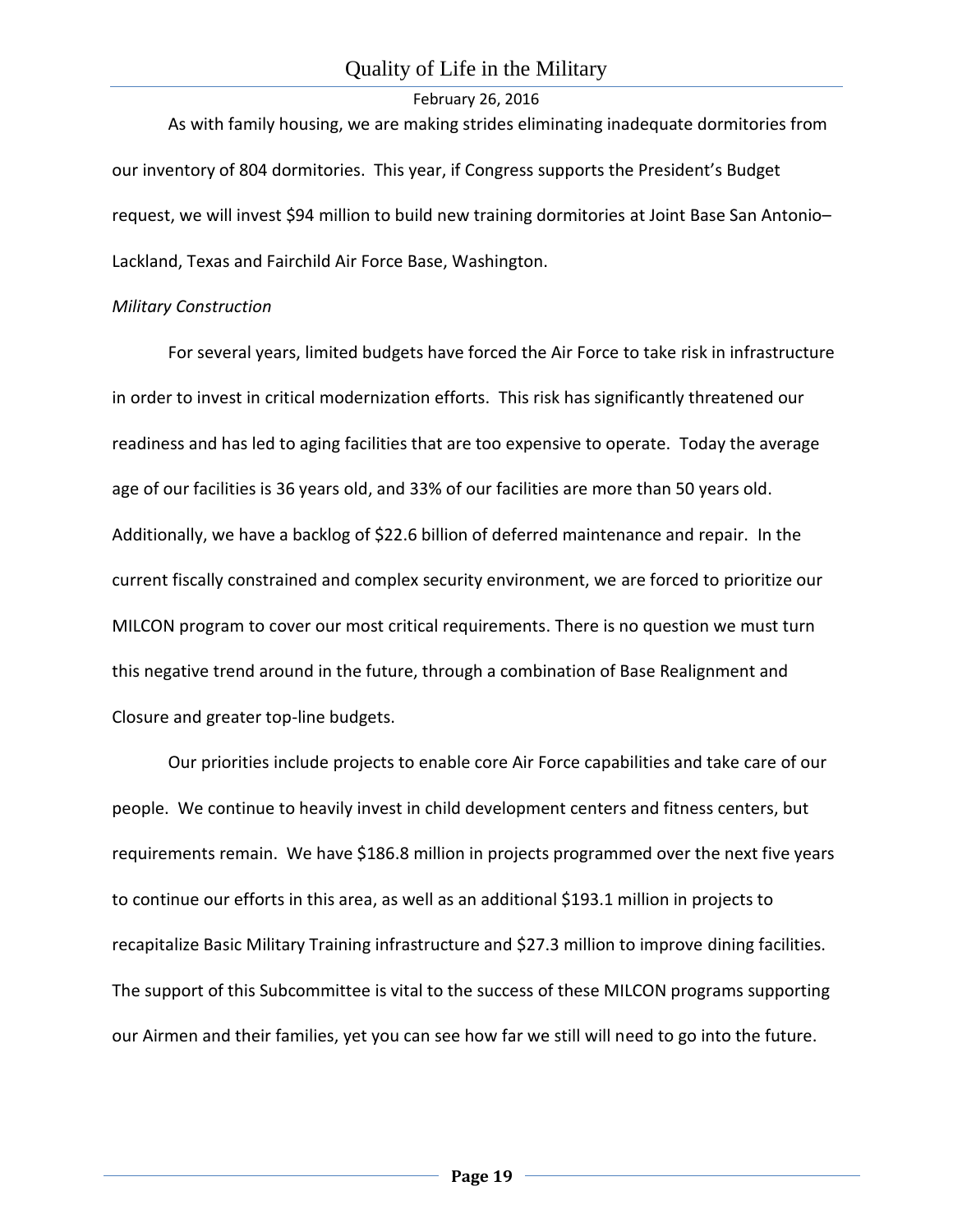As with family housing, we are making strides eliminating inadequate dormitories from our inventory of 804 dormitories. This year, if Congress supports the President's Budget request, we will invest $94 million to build new training dormitories at Joint Base San Antonio–Lackland, Texas and Fairchild Air Force Base, Washington.

*Military Construction*

For several years, limited budgets have forced the Air Force to take risk in infrastructure in order to invest in critical modernization efforts. This risk has significantly threatened our readiness and has led to aging facilities that are too expensive to operate. Today the average age of our facilities is 36 years old, and 33% of our facilities are more than 50 years old. Additionally, we have a backlog of $22.6 billion of deferred maintenance and repair. In the current fiscally constrained and complex security environment, we are forced to prioritize our MILCON program to cover our most critical requirements. There is no question we must turn this negative trend around in the future, through a combination of Base Realignment and Closure and greater top-line budgets.

Our priorities include projects to enable core Air Force capabilities and take care of our people. We continue to heavily invest in child development centers and fitness centers, but requirements remain. We have $186.8 million in projects programmed over the next five years to continue our efforts in this area, as well as an additional $193.1 million in projects to recapitalize Basic Military Training infrastructure and $27.3 million to improve dining facilities. The support of this Subcommittee is vital to the success of these MILCON programs supporting our Airmen and their families, yet you can see how far we still will need to go into the future.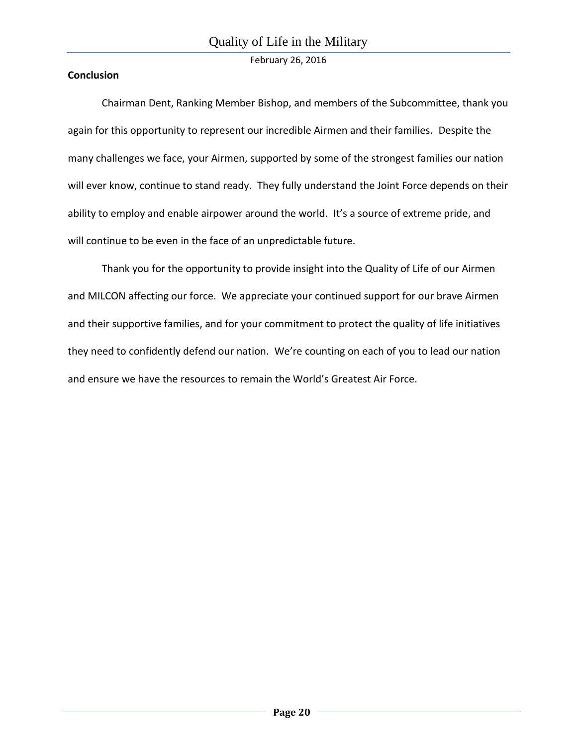**Conclusion**

Chairman Dent, Ranking Member Bishop, and members of the Subcommittee, thank you again for this opportunity to represent our incredible Airmen and their families. Despite the many challenges we face, your Airmen, supported by some of the strongest families our nation will ever know, continue to stand ready. They fully understand the Joint Force depends on their ability to employ and enable airpower around the world. It's a source of extreme pride, and will continue to be even in the face of an unpredictable future.

Thank you for the opportunity to provide insight into the Quality of Life of our Airmen and MILCON affecting our force. We appreciate your continued support for our brave Airmen and their supportive families, and for your commitment to protect the quality of life initiatives they need to confidently defend our nation. We're counting on each of you to lead our nation and ensure we have the resources to remain the World's Greatest Air Force.